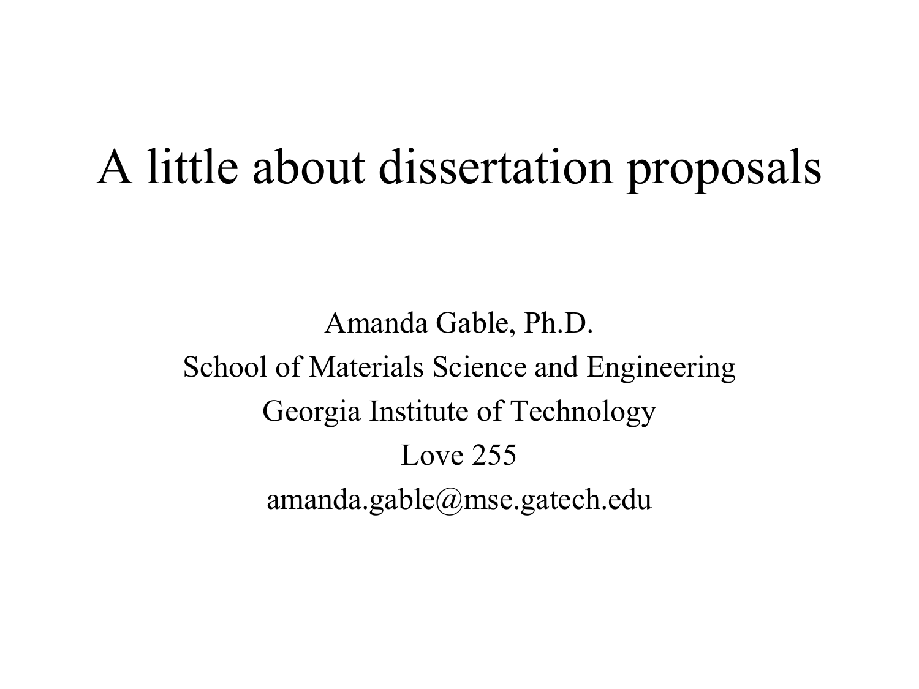# A little about dissertation proposals

Amanda Gable, Ph.D.

School of Materials Science and Engineering

Georgia Institute of Technology

Love 255

amanda.gable@mse.gatech.edu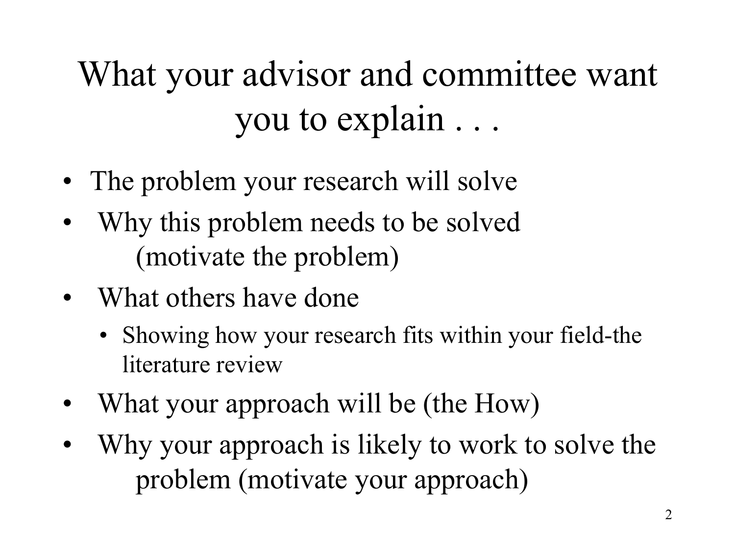# What your advisor and committee want you to explain . . .

- The problem your research will solve
- Why this problem needs to be solved (motivate the problem)
- What others have done
  - Showing how your research fits within your field-the literature review
- What your approach will be (the How)
- Why your approach is likely to work to solve the problem (motivate your approach)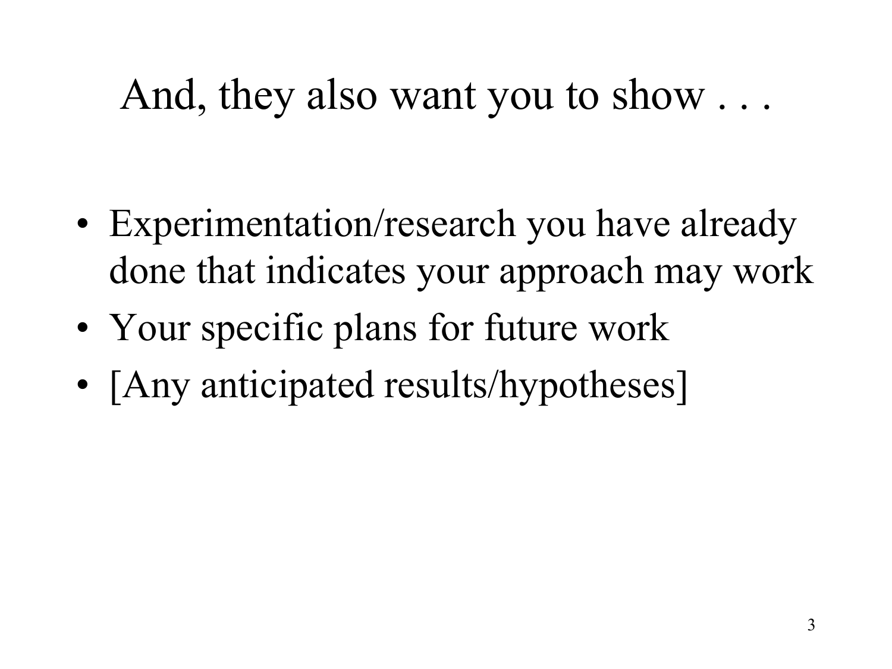# And, they also want you to show . . .

- Experimentation/research you have already done that indicates your approach may work
- Your specific plans for future work
- [Any anticipated results/hypotheses]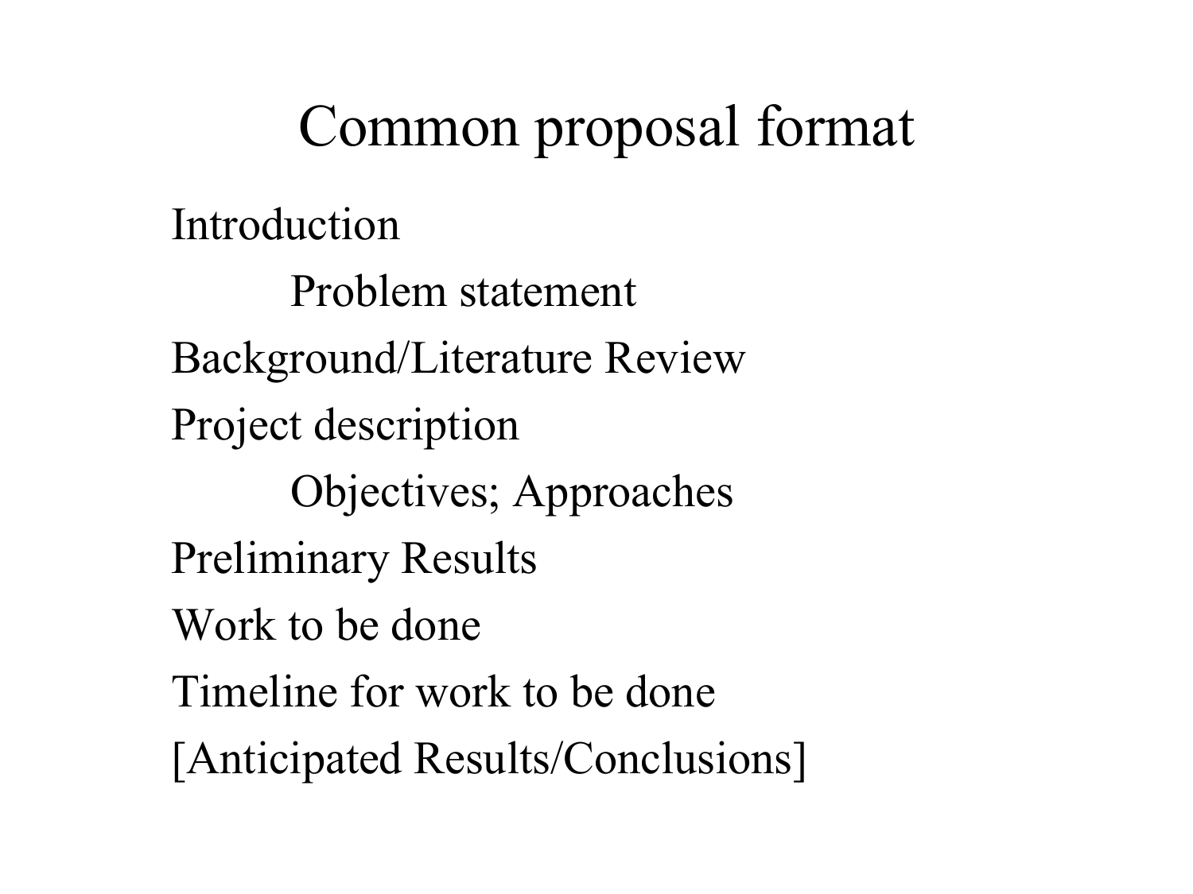# Common proposal format

- Introduction
  - Problem statement
- Background/Literature Review
- Project description
  - Objectives; Approaches
- Preliminary Results
- Work to be done
- Timeline for work to be done
- [Anticipated Results/Conclusions]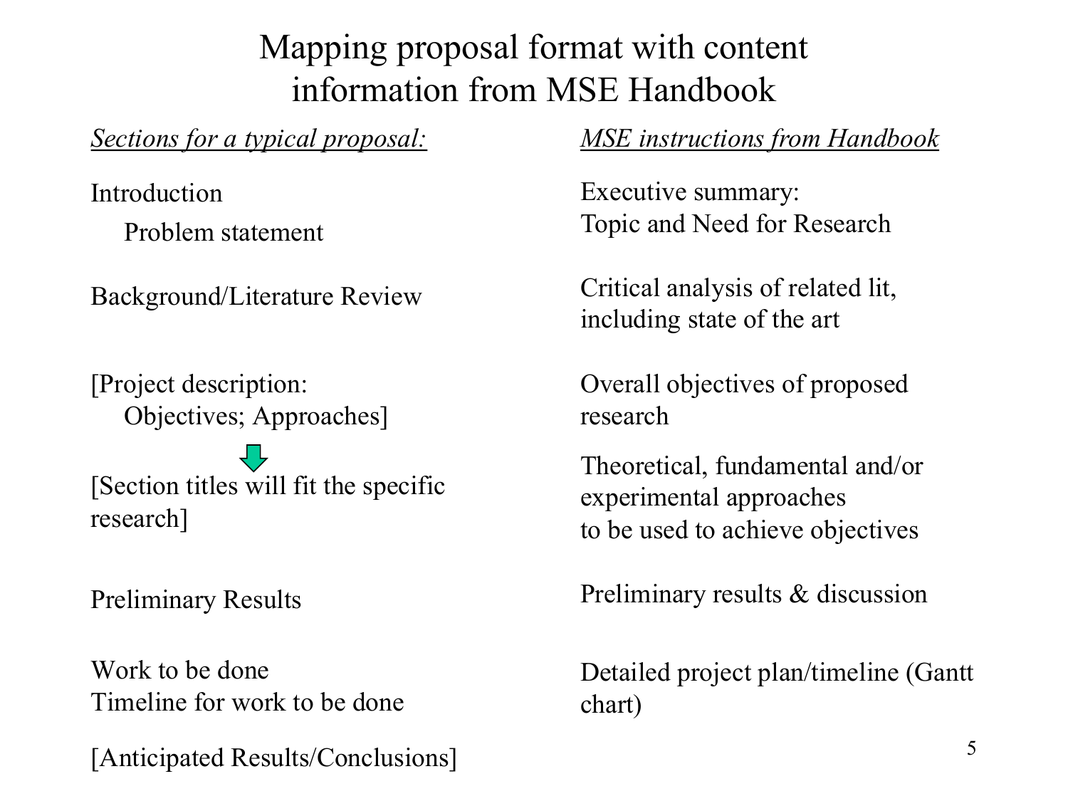# Mapping proposal format with content information from MSE Handbook

| *Sections for a typical proposal:* | *MSE instructions from Handbook* |
| --- | --- |
| Introduction<br>Problem statement | Executive summary:<br>Topic and Need for Research |
| Background/Literature Review | Critical analysis of related lit, including state of the art |
| [Project description:<br>Objectives; Approaches] | Overall objectives of proposed research |
| [Section titles will fit the specific research] | Theoretical, fundamental and/or experimental approaches to be used to achieve objectives |
| Preliminary Results | Preliminary results & discussion |
| Work to be done<br>Timeline for work to be done | Detailed project plan/timeline (Gantt chart) |
| [Anticipated Results/Conclusions] | |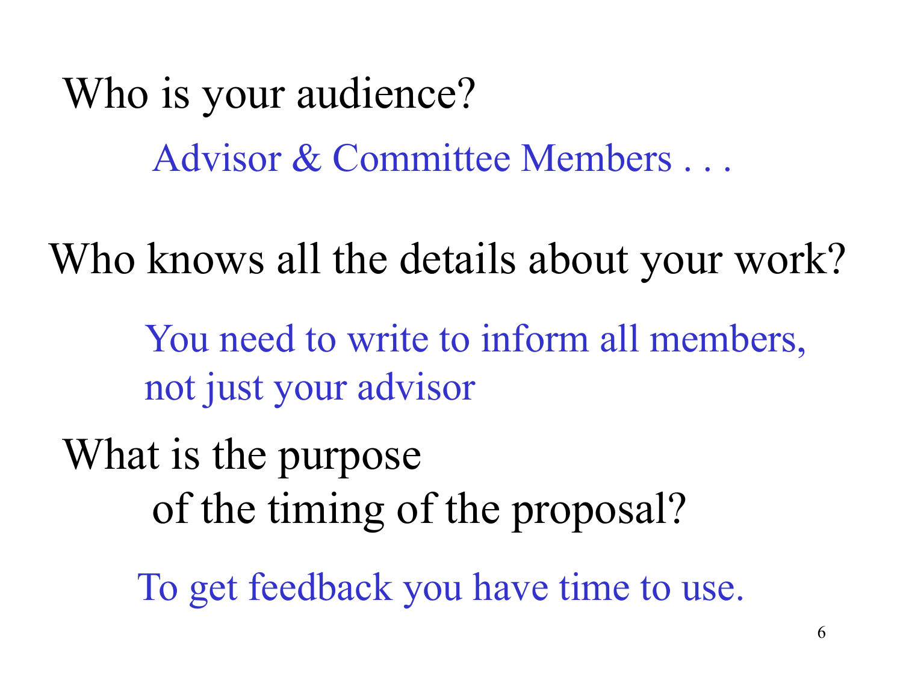Who is your audience?

Advisor & Committee Members . . .

Who knows all the details about your work?

You need to write to inform all members, not just your advisor

What is the purpose of the timing of the proposal?

To get feedback you have time to use.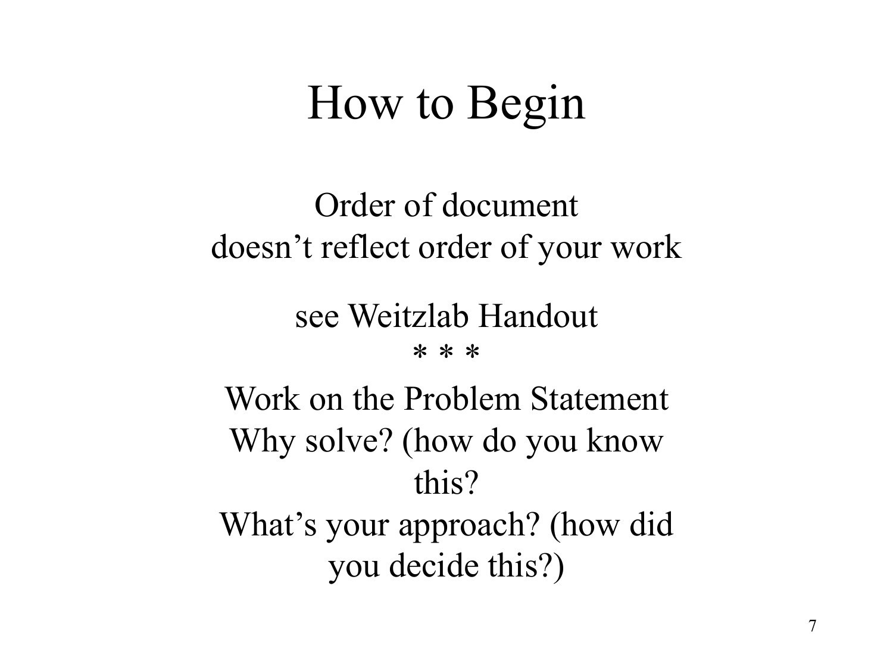# How to Begin

Order of document
doesn't reflect order of your work

see Weitzlab Handout

* * *

Work on the Problem Statement
Why solve? (how do you know this?
What's your approach? (how did you decide this?)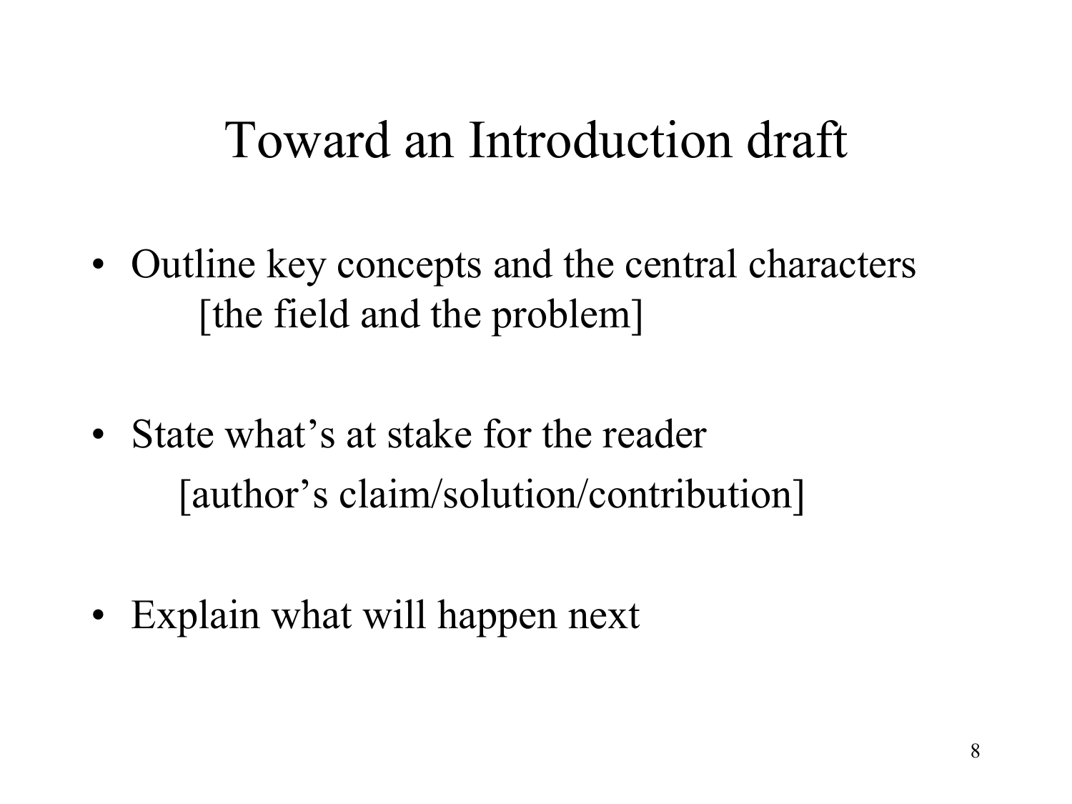# Toward an Introduction draft

- Outline key concepts and the central characters
  [the field and the problem]
- State what's at stake for the reader
  [author's claim/solution/contribution]
- Explain what will happen next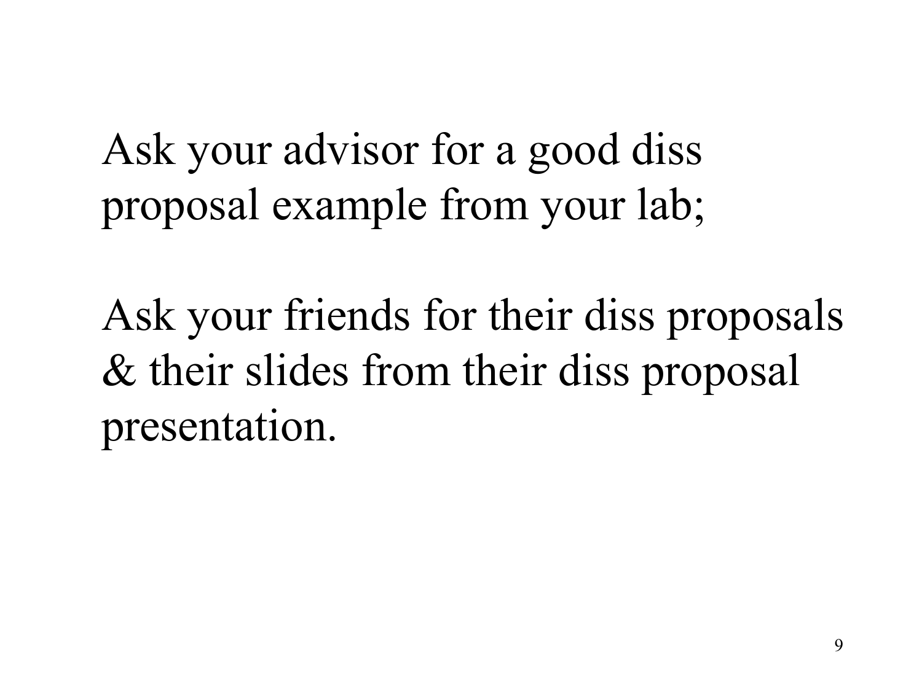Ask your advisor for a good diss proposal example from your lab;

Ask your friends for their diss proposals & their slides from their diss proposal presentation.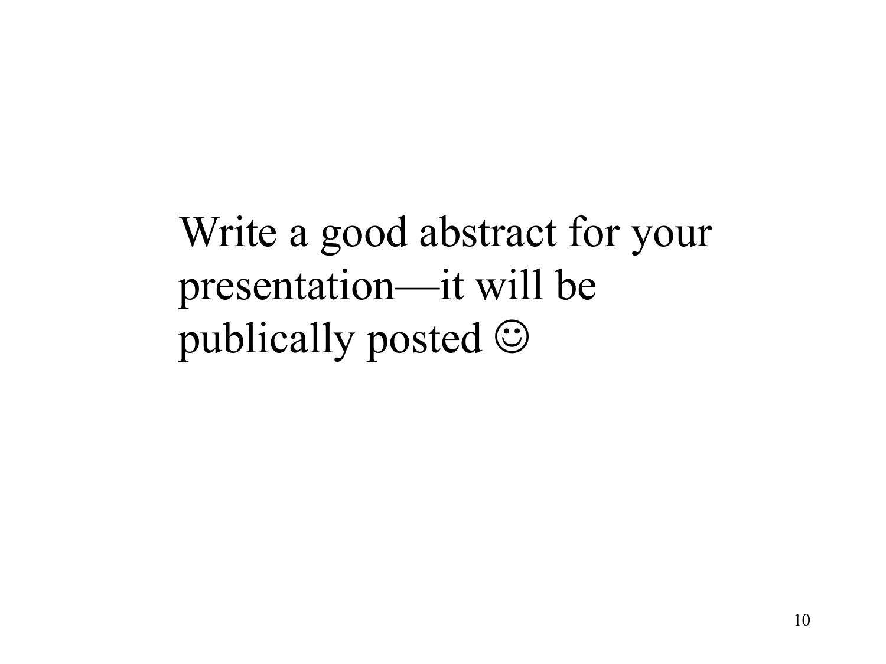Write a good abstract for your presentation—it will be publically posted ☺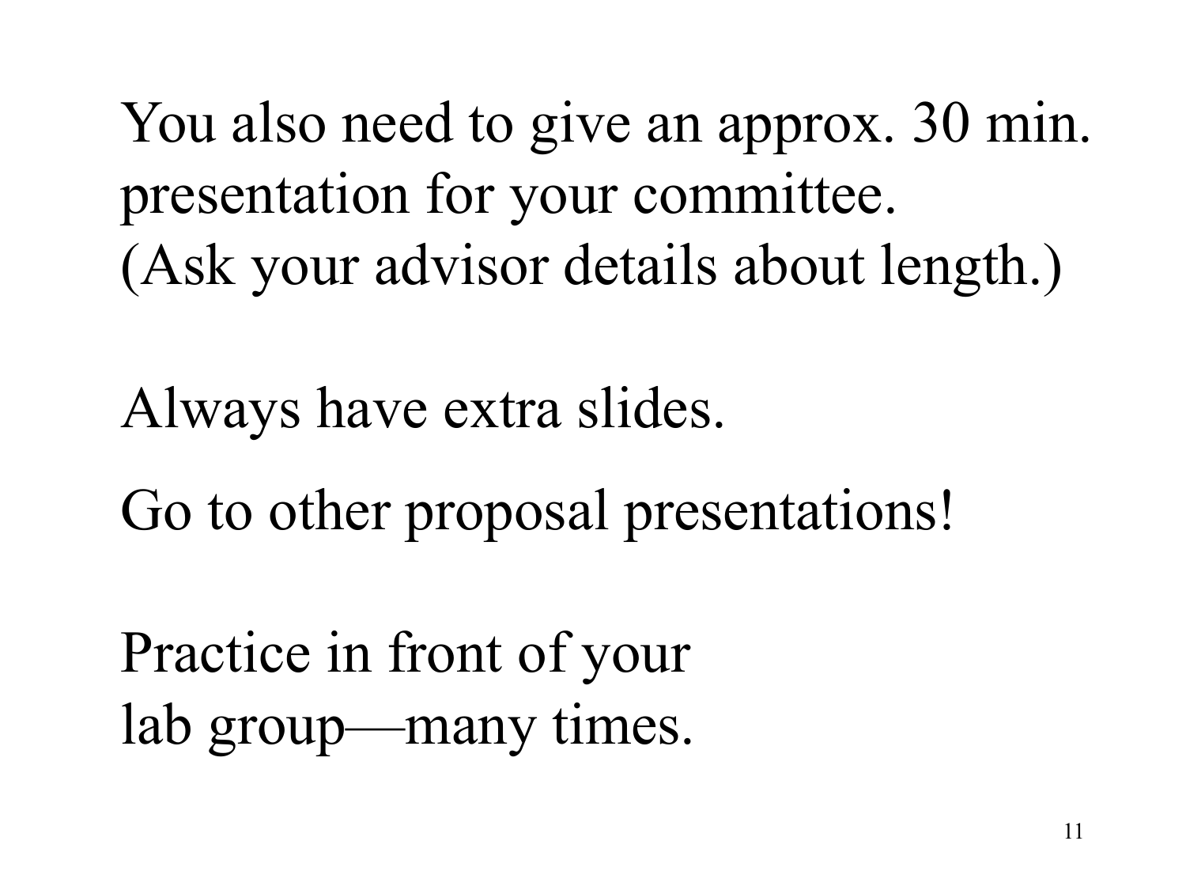You also need to give an approx. 30 min. presentation for your committee. (Ask your advisor details about length.)

Always have extra slides.

Go to other proposal presentations!

Practice in front of your lab group—many times.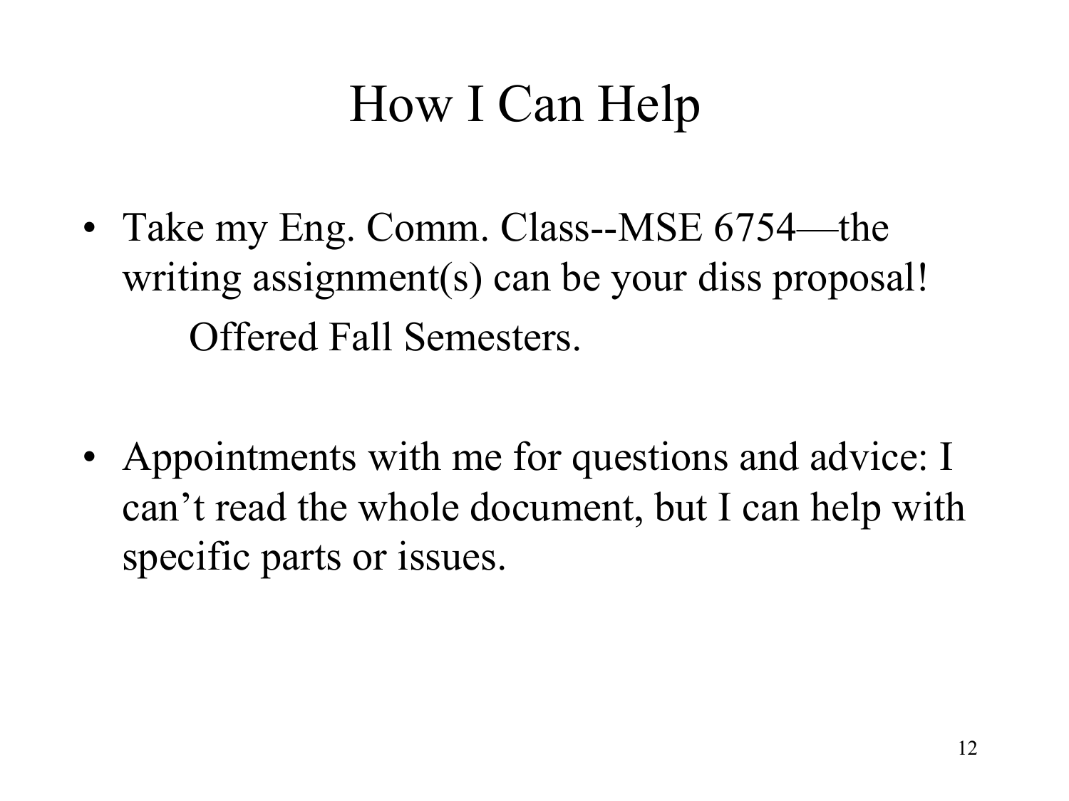# How I Can Help

- Take my Eng. Comm. Class--MSE 6754—the writing assignment(s) can be your diss proposal!

  Offered Fall Semesters.

- Appointments with me for questions and advice: I can't read the whole document, but I can help with specific parts or issues.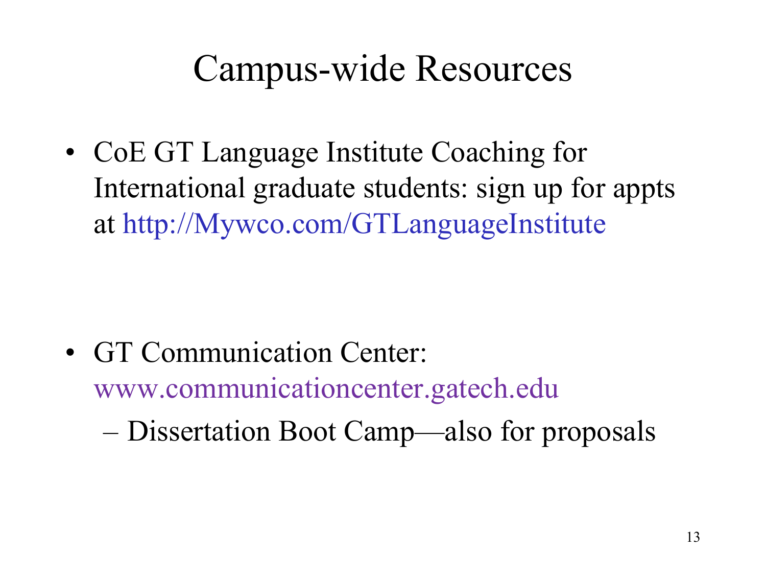# Campus-wide Resources

- CoE GT Language Institute Coaching for International graduate students: sign up for appts at http://Mywco.com/GTLanguageInstitute

- GT Communication Center: www.communicationcenter.gatech.edu
  - Dissertation Boot Camp—also for proposals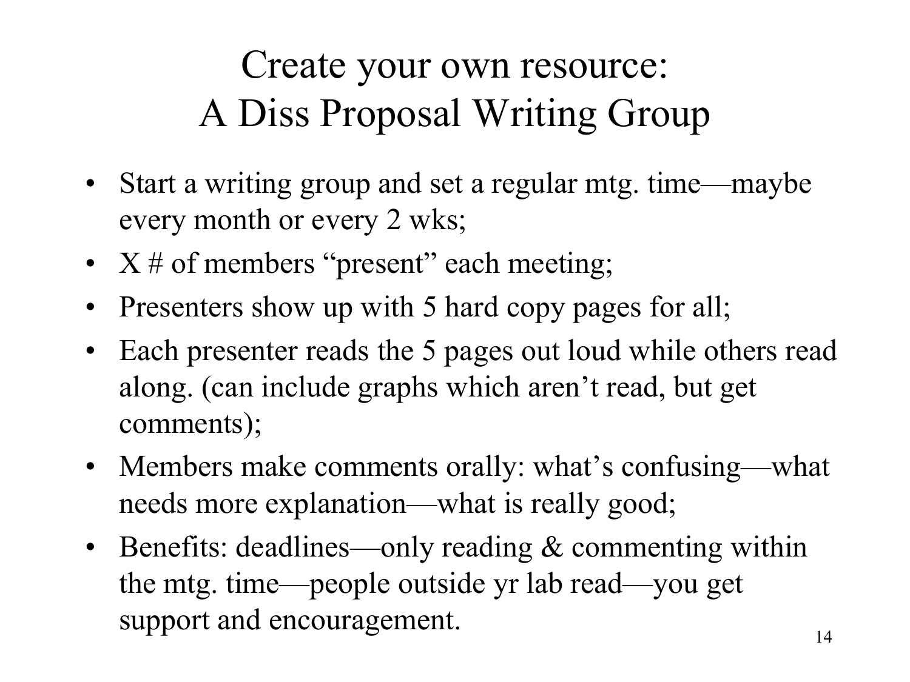# Create your own resource: A Diss Proposal Writing Group

- Start a writing group and set a regular mtg. time—maybe every month or every 2 wks;
- X # of members "present" each meeting;
- Presenters show up with 5 hard copy pages for all;
- Each presenter reads the 5 pages out loud while others read along. (can include graphs which aren't read, but get comments);
- Members make comments orally: what's confusing—what needs more explanation—what is really good;
- Benefits: deadlines—only reading & commenting within the mtg. time—people outside yr lab read—you get support and encouragement.